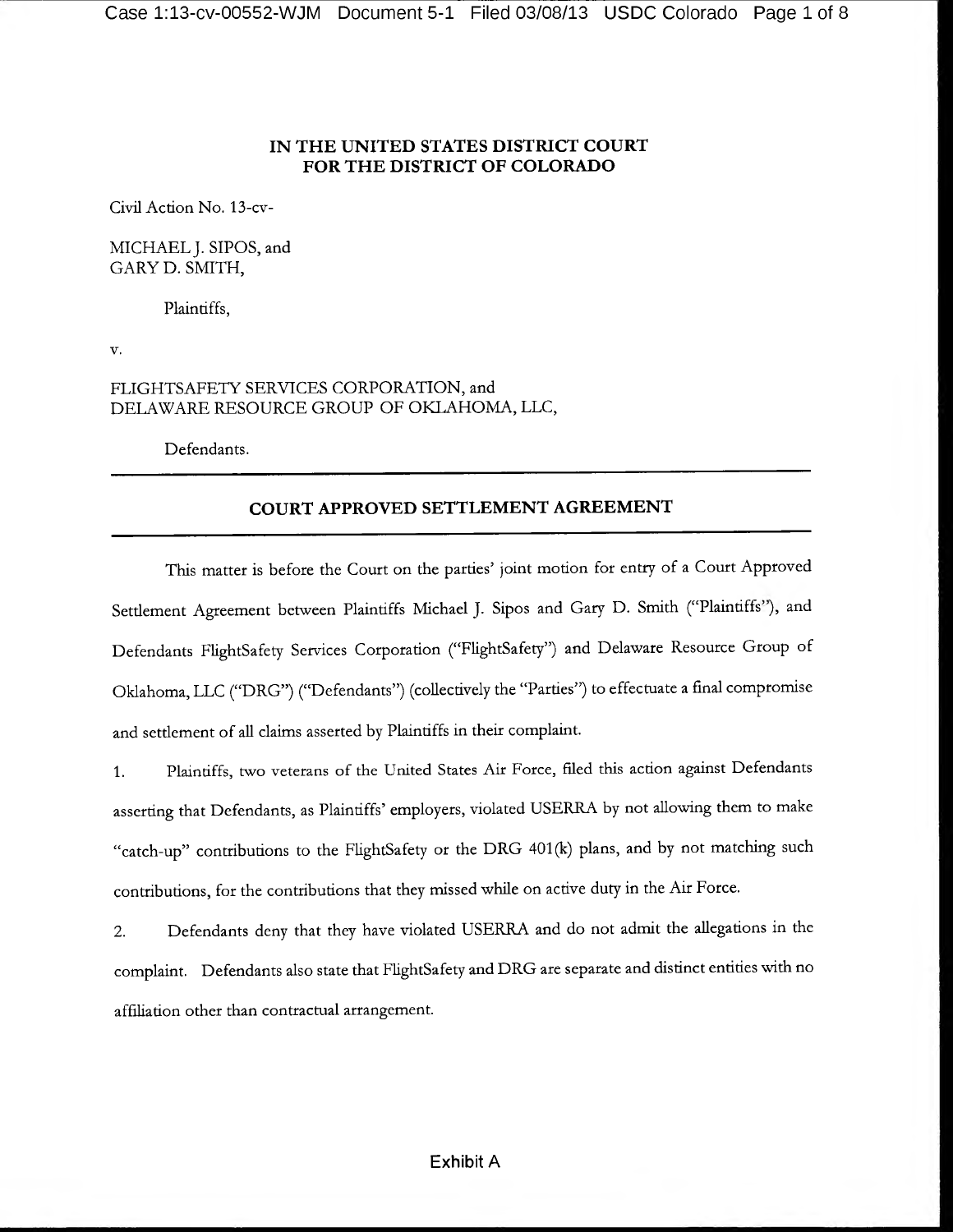**IN THE UNITED STATES DISTRICT COURT**
**FOR THE DISTRICT OF COLORADO**

Civil Action No. 13-cv-

MICHAEL J. SIPOS, and
GARY D. SMITH,

Plaintiffs,

v.

FLIGHTSAFETY SERVICES CORPORATION, and
DELAWARE RESOURCE GROUP OF OKLAHOMA, LLC,

Defendants.

---

## COURT APPROVED SETTLEMENT AGREEMENT

---

This matter is before the Court on the parties' joint motion for entry of a Court Approved Settlement Agreement between Plaintiffs Michael J. Sipos and Gary D. Smith ("Plaintiffs"), and Defendants FlightSafety Services Corporation ("FlightSafety") and Delaware Resource Group of Oklahoma, LLC ("DRG") ("Defendants") (collectively the "Parties") to effectuate a final compromise and settlement of all claims asserted by Plaintiffs in their complaint.

1. Plaintiffs, two veterans of the United States Air Force, filed this action against Defendants asserting that Defendants, as Plaintiffs' employers, violated USERRA by not allowing them to make "catch-up" contributions to the FlightSafety or the DRG 401(k) plans, and by not matching such contributions, for the contributions that they missed while on active duty in the Air Force.

2. Defendants deny that they have violated USERRA and do not admit the allegations in the complaint. Defendants also state that FlightSafety and DRG are separate and distinct entities with no affiliation other than contractual arrangement.

Exhibit A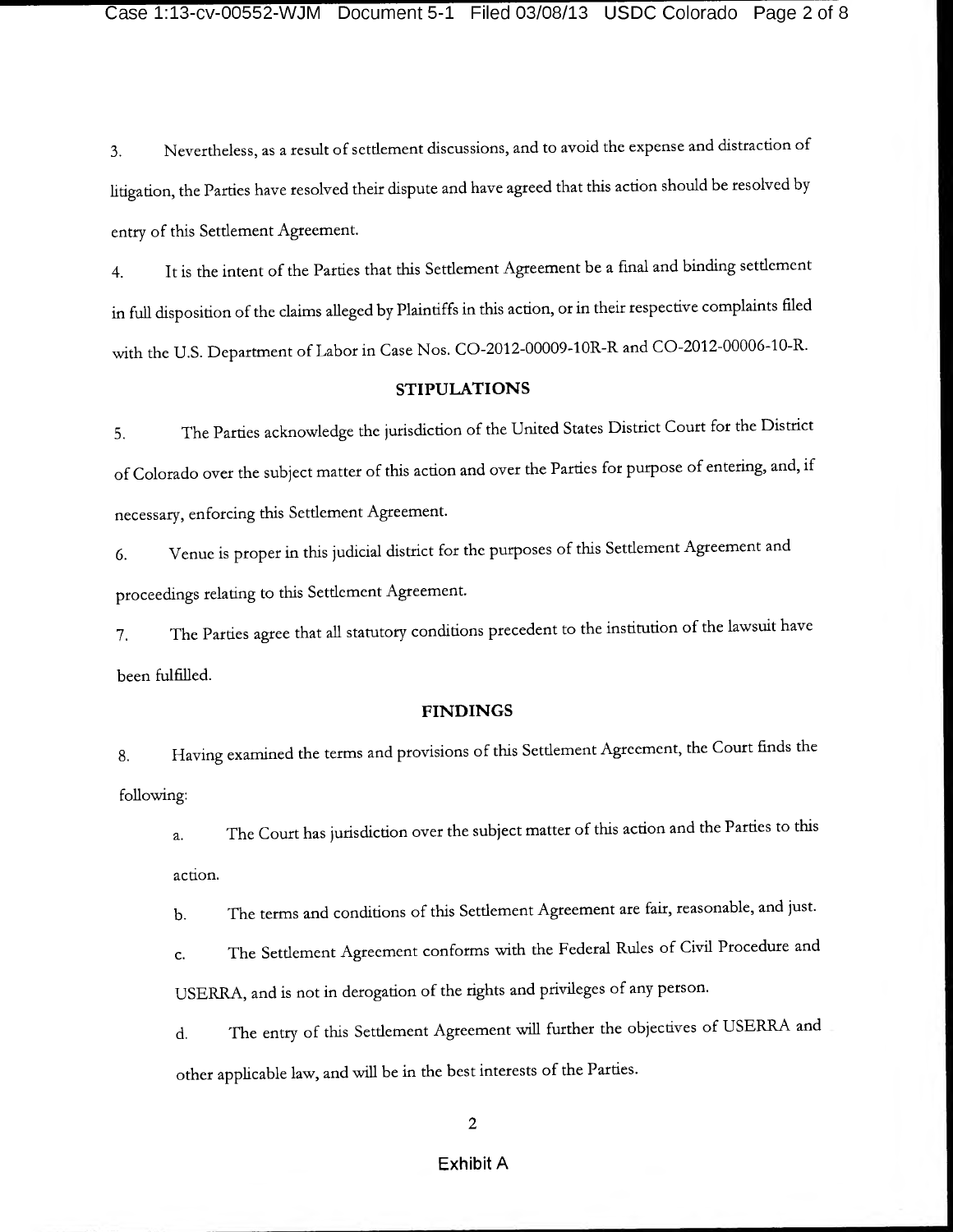3. Nevertheless, as a result of settlement discussions, and to avoid the expense and distraction of litigation, the Parties have resolved their dispute and have agreed that this action should be resolved by entry of this Settlement Agreement.

4. It is the intent of the Parties that this Settlement Agreement be a final and binding settlement in full disposition of the claims alleged by Plaintiffs in this action, or in their respective complaints filed with the U.S. Department of Labor in Case Nos. CO-2012-00009-10R-R and CO-2012-00006-10-R.

## STIPULATIONS

5. The Parties acknowledge the jurisdiction of the United States District Court for the District of Colorado over the subject matter of this action and over the Parties for purpose of entering, and, if necessary, enforcing this Settlement Agreement.

6. Venue is proper in this judicial district for the purposes of this Settlement Agreement and proceedings relating to this Settlement Agreement.

7. The Parties agree that all statutory conditions precedent to the institution of the lawsuit have been fulfilled.

## FINDINGS

8. Having examined the terms and provisions of this Settlement Agreement, the Court finds the following:

   a. The Court has jurisdiction over the subject matter of this action and the Parties to this action.

   b. The terms and conditions of this Settlement Agreement are fair, reasonable, and just.

   c. The Settlement Agreement conforms with the Federal Rules of Civil Procedure and USERRA, and is not in derogation of the rights and privileges of any person.

   d. The entry of this Settlement Agreement will further the objectives of USERRA and other applicable law, and will be in the best interests of the Parties.

Exhibit A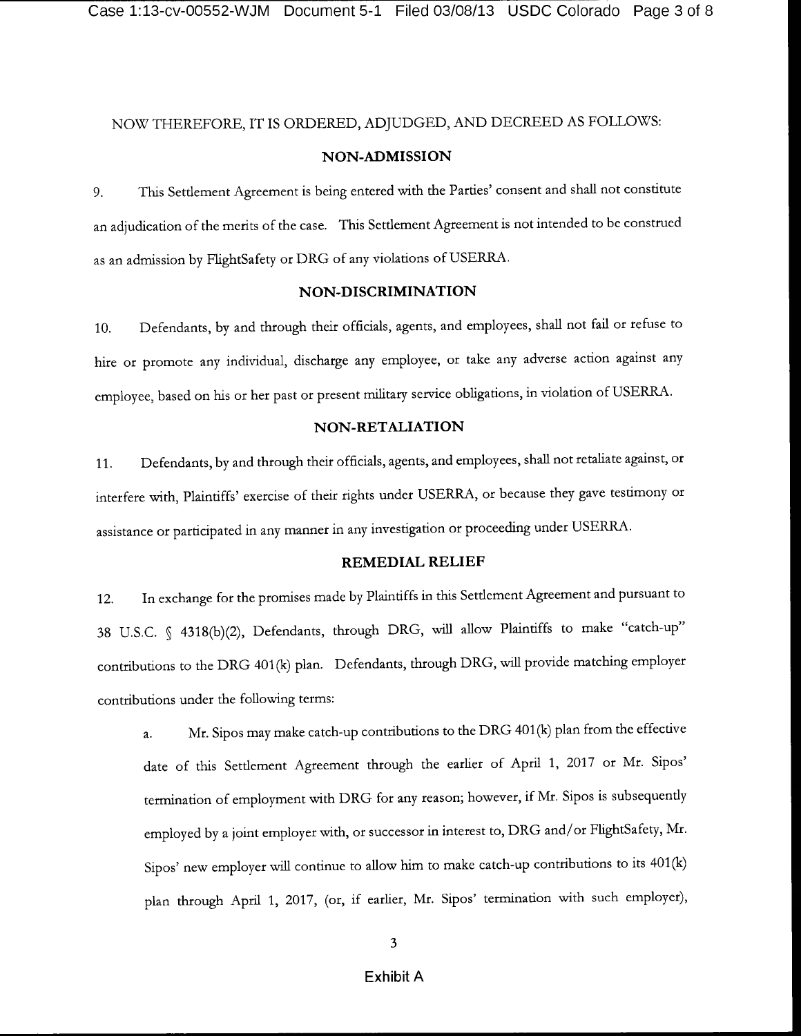NOW THEREFORE, IT IS ORDERED, ADJUDGED, AND DECREED AS FOLLOWS:

## NON-ADMISSION

9. This Settlement Agreement is being entered with the Parties' consent and shall not constitute an adjudication of the merits of the case. This Settlement Agreement is not intended to be construed as an admission by FlightSafety or DRG of any violations of USERRA.

## NON-DISCRIMINATION

10. Defendants, by and through their officials, agents, and employees, shall not fail or refuse to hire or promote any individual, discharge any employee, or take any adverse action against any employee, based on his or her past or present military service obligations, in violation of USERRA.

## NON-RETALIATION

11. Defendants, by and through their officials, agents, and employees, shall not retaliate against, or interfere with, Plaintiffs' exercise of their rights under USERRA, or because they gave testimony or assistance or participated in any manner in any investigation or proceeding under USERRA.

## REMEDIAL RELIEF

12. In exchange for the promises made by Plaintiffs in this Settlement Agreement and pursuant to 38 U.S.C. § 4318(b)(2), Defendants, through DRG, will allow Plaintiffs to make "catch-up" contributions to the DRG 401(k) plan. Defendants, through DRG, will provide matching employer contributions under the following terms:

   a. Mr. Sipos may make catch-up contributions to the DRG 401(k) plan from the effective date of this Settlement Agreement through the earlier of April 1, 2017 or Mr. Sipos' termination of employment with DRG for any reason; however, if Mr. Sipos is subsequently employed by a joint employer with, or successor in interest to, DRG and/or FlightSafety, Mr. Sipos' new employer will continue to allow him to make catch-up contributions to its 401(k) plan through April 1, 2017, (or, if earlier, Mr. Sipos' termination with such employer),

Exhibit A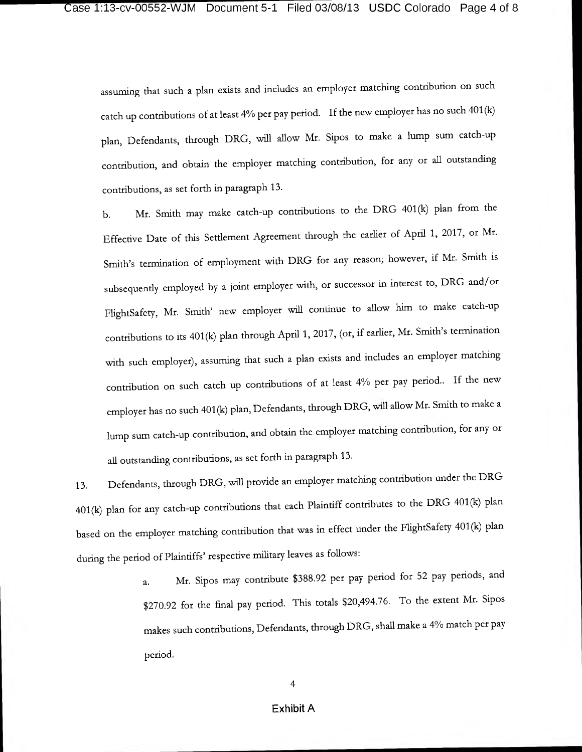assuming that such a plan exists and includes an employer matching contribution on such catch up contributions of at least 4% per pay period. If the new employer has no such 401(k) plan, Defendants, through DRG, will allow Mr. Sipos to make a lump sum catch-up contribution, and obtain the employer matching contribution, for any or all outstanding contributions, as set forth in paragraph 13.

b. Mr. Smith may make catch-up contributions to the DRG 401(k) plan from the Effective Date of this Settlement Agreement through the earlier of April 1, 2017, or Mr. Smith's termination of employment with DRG for any reason; however, if Mr. Smith is subsequently employed by a joint employer with, or successor in interest to, DRG and/or FlightSafety, Mr. Smith' new employer will continue to allow him to make catch-up contributions to its 401(k) plan through April 1, 2017, (or, if earlier, Mr. Smith's termination with such employer), assuming that such a plan exists and includes an employer matching contribution on such catch up contributions of at least 4% per pay period.. If the new employer has no such 401(k) plan, Defendants, through DRG, will allow Mr. Smith to make a lump sum catch-up contribution, and obtain the employer matching contribution, for any or all outstanding contributions, as set forth in paragraph 13.

13. Defendants, through DRG, will provide an employer matching contribution under the DRG 401(k) plan for any catch-up contributions that each Plaintiff contributes to the DRG 401(k) plan based on the employer matching contribution that was in effect under the FlightSafety 401(k) plan during the period of Plaintiffs' respective military leaves as follows:

a. Mr. Sipos may contribute $388.92 per pay period for 52 pay periods, and $270.92 for the final pay period. This totals $20,494.76. To the extent Mr. Sipos makes such contributions, Defendants, through DRG, shall make a 4% match per pay period.

Exhibit A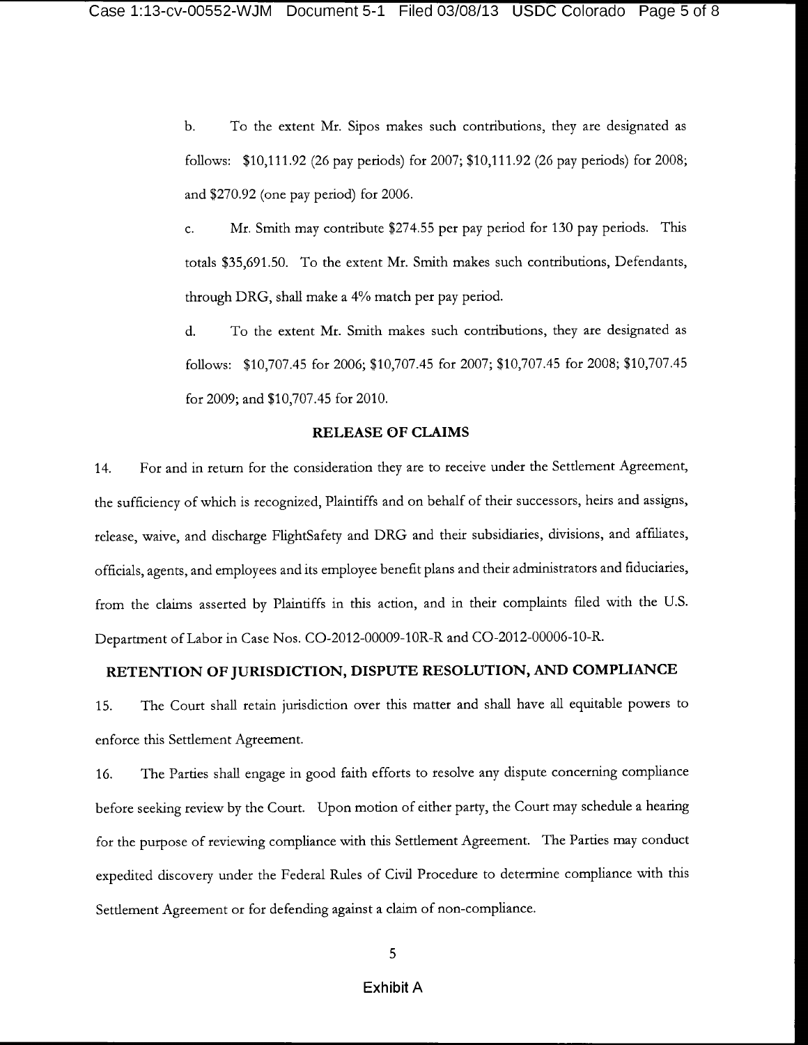b. To the extent Mr. Sipos makes such contributions, they are designated as follows: $10,111.92 (26 pay periods) for 2007; $10,111.92 (26 pay periods) for 2008; and $270.92 (one pay period) for 2006.

c. Mr. Smith may contribute $274.55 per pay period for 130 pay periods. This totals $35,691.50. To the extent Mr. Smith makes such contributions, Defendants, through DRG, shall make a 4% match per pay period.

d. To the extent Mr. Smith makes such contributions, they are designated as follows: $10,707.45 for 2006; $10,707.45 for 2007; $10,707.45 for 2008; $10,707.45 for 2009; and $10,707.45 for 2010.

## RELEASE OF CLAIMS

14. For and in return for the consideration they are to receive under the Settlement Agreement, the sufficiency of which is recognized, Plaintiffs and on behalf of their successors, heirs and assigns, release, waive, and discharge FlightSafety and DRG and their subsidiaries, divisions, and affiliates, officials, agents, and employees and its employee benefit plans and their administrators and fiduciaries, from the claims asserted by Plaintiffs in this action, and in their complaints filed with the U.S. Department of Labor in Case Nos. CO-2012-00009-10R-R and CO-2012-00006-10-R.

## RETENTION OF JURISDICTION, DISPUTE RESOLUTION, AND COMPLIANCE

15. The Court shall retain jurisdiction over this matter and shall have all equitable powers to enforce this Settlement Agreement.

16. The Parties shall engage in good faith efforts to resolve any dispute concerning compliance before seeking review by the Court. Upon motion of either party, the Court may schedule a hearing for the purpose of reviewing compliance with this Settlement Agreement. The Parties may conduct expedited discovery under the Federal Rules of Civil Procedure to determine compliance with this Settlement Agreement or for defending against a claim of non-compliance.

Exhibit A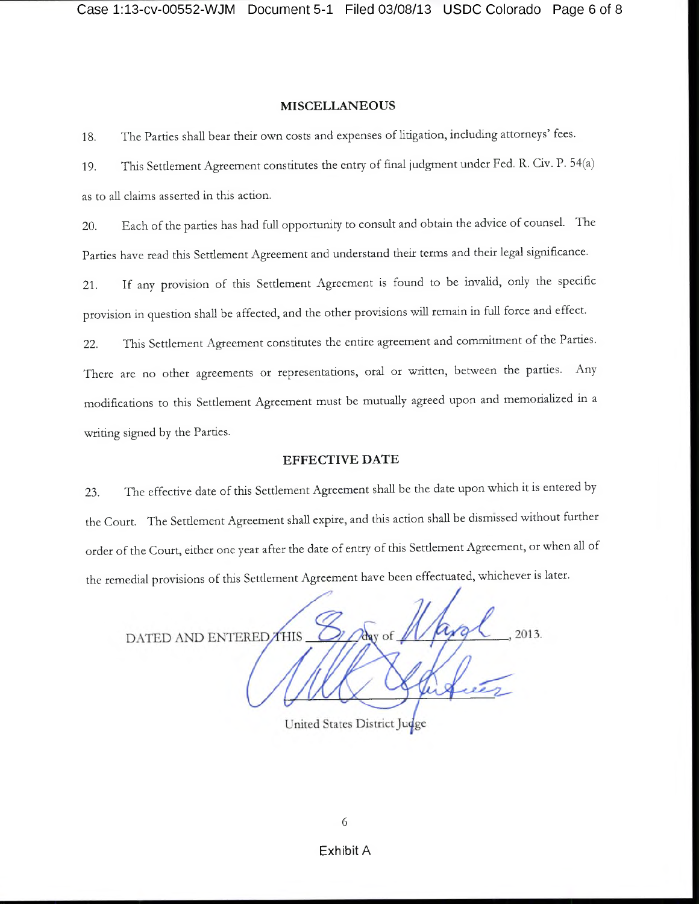## MISCELLANEOUS

18. The Parties shall bear their own costs and expenses of litigation, including attorneys' fees.

19. This Settlement Agreement constitutes the entry of final judgment under Fed. R. Civ. P. 54(a) as to all claims asserted in this action.

20. Each of the parties has had full opportunity to consult and obtain the advice of counsel. The Parties have read this Settlement Agreement and understand their terms and their legal significance.

21. If any provision of this Settlement Agreement is found to be invalid, only the specific provision in question shall be affected, and the other provisions will remain in full force and effect.

22. This Settlement Agreement constitutes the entire agreement and commitment of the Parties. There are no other agreements or representations, oral or written, between the parties. Any modifications to this Settlement Agreement must be mutually agreed upon and memorialized in a writing signed by the Parties.

## EFFECTIVE DATE

23. The effective date of this Settlement Agreement shall be the date upon which it is entered by the Court. The Settlement Agreement shall expire, and this action shall be dismissed without further order of the Court, either one year after the date of entry of this Settlement Agreement, or when all of the remedial provisions of this Settlement Agreement have been effectuated, whichever is later.

DATED AND ENTERED THIS 8 day of March, 2013.

United States District Judge

Exhibit A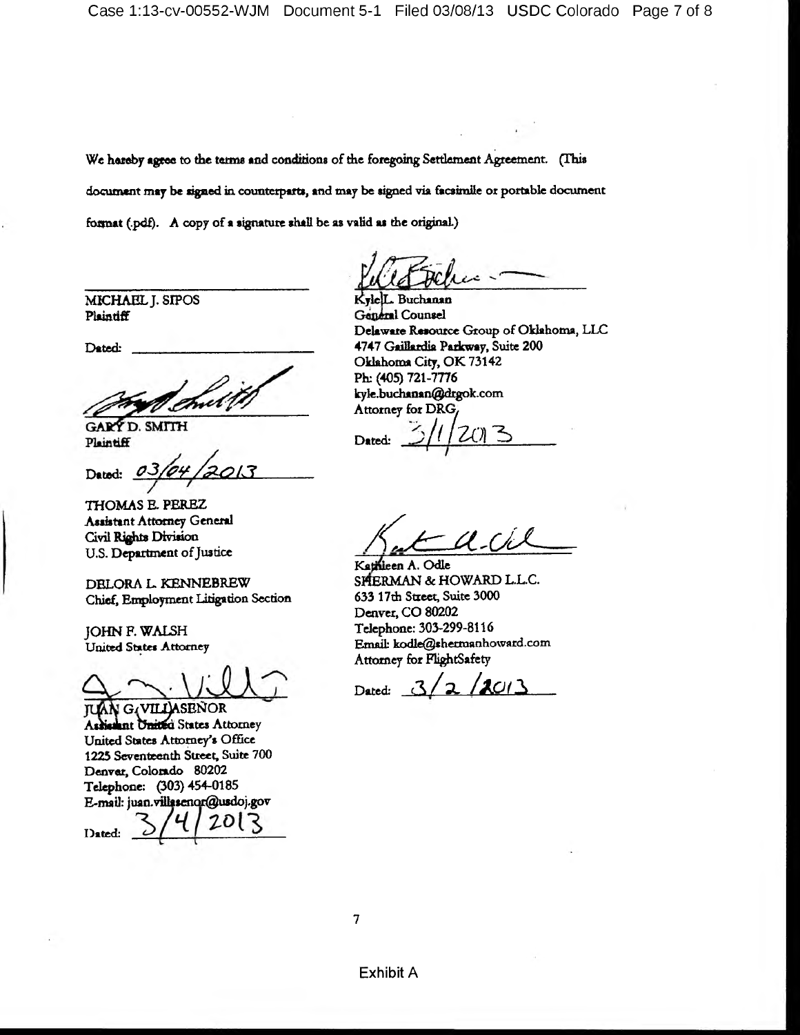We hereby agree to the terms and conditions of the foregoing Settlement Agreement. (This document may be signed in counterparts, and may be signed via facsimile or portable document format (.pdf). A copy of a signature shall be as valid as the original.)

MICHAEL J. SIPOS
Plaintiff

Dated: \_\_\_\_\_\_\_\_\_\_\_\_\_\_\_\_\_\_\_\_

GARY D. SMITH
Plaintiff

Dated: 03/04/2013

THOMAS E. PEREZ
Assistant Attorney General
Civil Rights Division
U.S. Department of Justice

DELORA L. KENNEBREW
Chief, Employment Litigation Section

JOHN F. WALSH
United States Attorney

JUAN G. VILLASEÑOR
Assistant United States Attorney
United States Attorney's Office
1225 Seventeenth Street, Suite 700
Denver, Colorado 80202
Telephone: (303) 454-0185
E-mail: juan.villasenor@usdoj.gov

Dated: 3/4/2013

Kyle L. Buchanan
General Counsel
Delaware Resource Group of Oklahoma, LLC
4747 Gaillardia Parkway, Suite 200
Oklahoma City, OK 73142
Ph: (405) 721-7776
kyle.buchanan@drgok.com
Attorney for DRG

Dated: 3/1/2013

Kathleen A. Odle
SHERMAN & HOWARD L.L.C.
633 17th Street, Suite 3000
Denver, CO 80202
Telephone: 303-299-8116
Email: kodle@shermanhoward.com
Attorney for FlightSafety

Dated: 3/2/2013

Exhibit A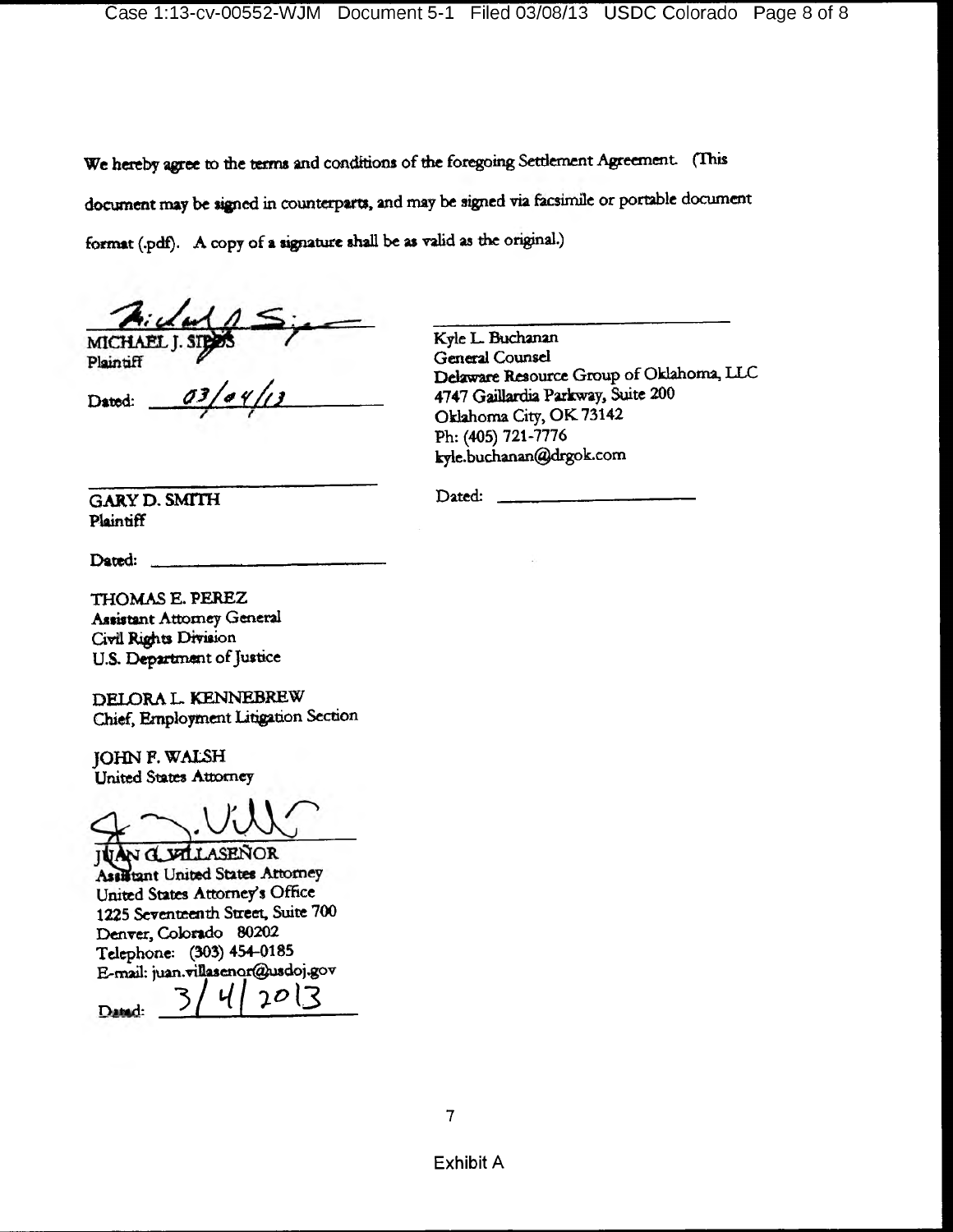We hereby agree to the terms and conditions of the foregoing Settlement Agreement. (This document may be signed in counterparts, and may be signed via facsimile or portable document format (.pdf). A copy of a signature shall be as valid as the original.)

MICHAEL J. SIBBS
Plaintiff

Dated: 03/04/13

GARY D. SMITH
Plaintiff

Dated: \_\_\_\_\_\_\_\_\_\_

THOMAS E. PEREZ
Assistant Attorney General
Civil Rights Division
U.S. Department of Justice

DELORA L. KENNEBREW
Chief, Employment Litigation Section

JOHN F. WALSH
United States Attorney

JUAN G. VILLASEÑOR
Assistant United States Attorney
United States Attorney's Office
1225 Seventeenth Street, Suite 700
Denver, Colorado 80202
Telephone: (303) 454-0185
E-mail: juan.villasenor@usdoj.gov

Dated: 3/4/2013

Kyle L. Buchanan
General Counsel
Delaware Resource Group of Oklahoma, LLC
4747 Gaillardia Parkway, Suite 200
Oklahoma City, OK 73142
Ph: (405) 721-7776
kyle.buchanan@drgok.com

Dated: \_\_\_\_\_\_\_\_\_\_

Exhibit A